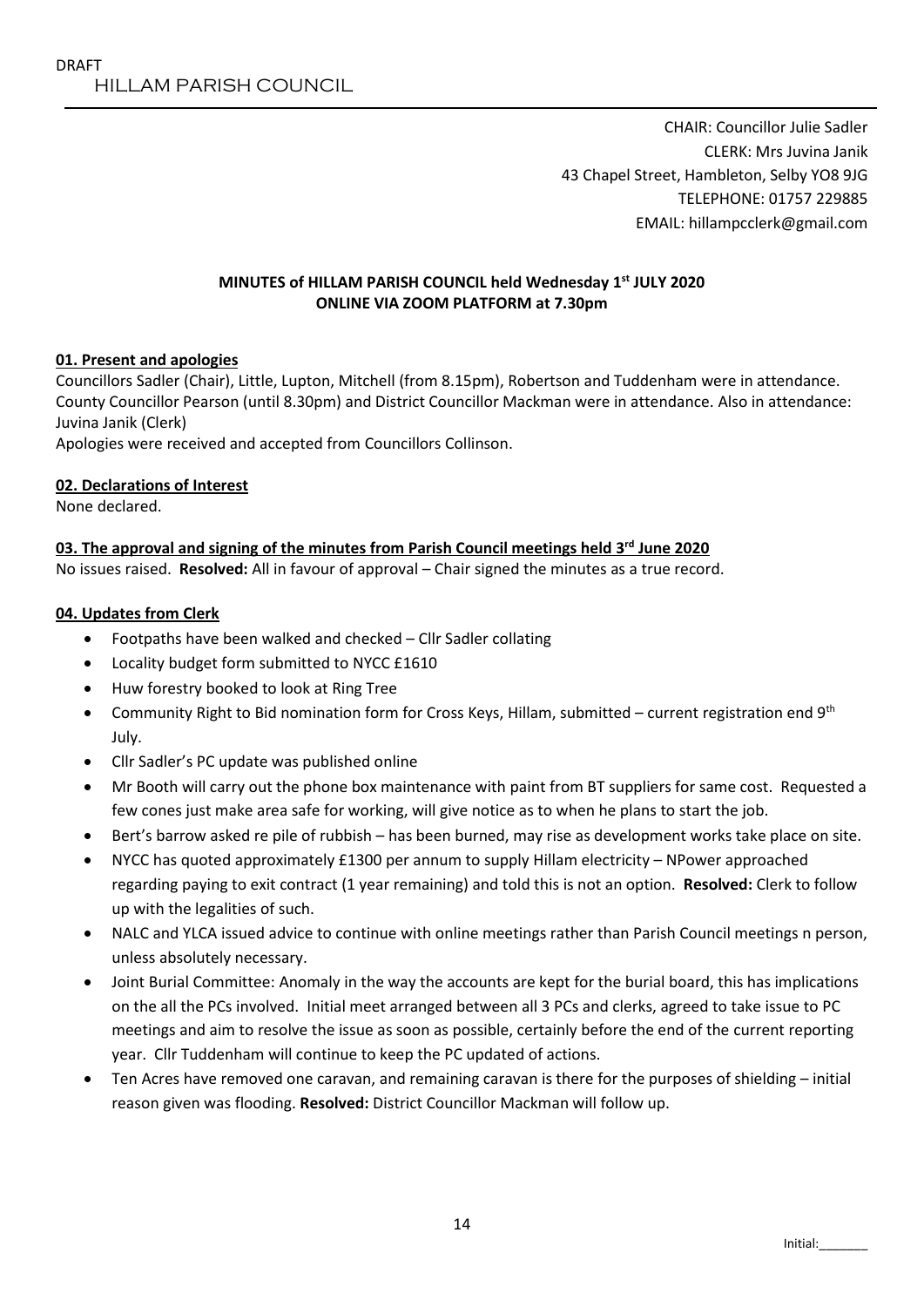DRAFT

# HILLAM PARISH COUNCIL

CHAIR: Councillor Julie Sadler
CLERK: Mrs Juvina Janik
43 Chapel Street, Hambleton, Selby YO8 9JG
TELEPHONE: 01757 229885
EMAIL: hillampcclerk@gmail.com

**MINUTES of HILLAM PARISH COUNCIL held Wednesday 1st JULY 2020**
**ONLINE VIA ZOOM PLATFORM at 7.30pm**

**01. Present and apologies**

Councillors Sadler (Chair), Little, Lupton, Mitchell (from 8.15pm), Robertson and Tuddenham were in attendance. County Councillor Pearson (until 8.30pm) and District Councillor Mackman were in attendance. Also in attendance: Juvina Janik (Clerk)

Apologies were received and accepted from Councillors Collinson.

**02. Declarations of Interest**

None declared.

**03. The approval and signing of the minutes from Parish Council meetings held 3rd June 2020**

No issues raised. **Resolved:** All in favour of approval – Chair signed the minutes as a true record.

**04. Updates from Clerk**

- Footpaths have been walked and checked – Cllr Sadler collating
- Locality budget form submitted to NYCC £1610
- Huw forestry booked to look at Ring Tree
- Community Right to Bid nomination form for Cross Keys, Hillam, submitted – current registration end 9th July.
- Cllr Sadler's PC update was published online
- Mr Booth will carry out the phone box maintenance with paint from BT suppliers for same cost. Requested a few cones just make area safe for working, will give notice as to when he plans to start the job.
- Bert's barrow asked re pile of rubbish – has been burned, may rise as development works take place on site.
- NYCC has quoted approximately £1300 per annum to supply Hillam electricity – NPower approached regarding paying to exit contract (1 year remaining) and told this is not an option. **Resolved:** Clerk to follow up with the legalities of such.
- NALC and YLCA issued advice to continue with online meetings rather than Parish Council meetings n person, unless absolutely necessary.
- Joint Burial Committee: Anomaly in the way the accounts are kept for the burial board, this has implications on the all the PCs involved. Initial meet arranged between all 3 PCs and clerks, agreed to take issue to PC meetings and aim to resolve the issue as soon as possible, certainly before the end of the current reporting year. Cllr Tuddenham will continue to keep the PC updated of actions.
- Ten Acres have removed one caravan, and remaining caravan is there for the purposes of shielding – initial reason given was flooding. **Resolved:** District Councillor Mackman will follow up.

Initial:_______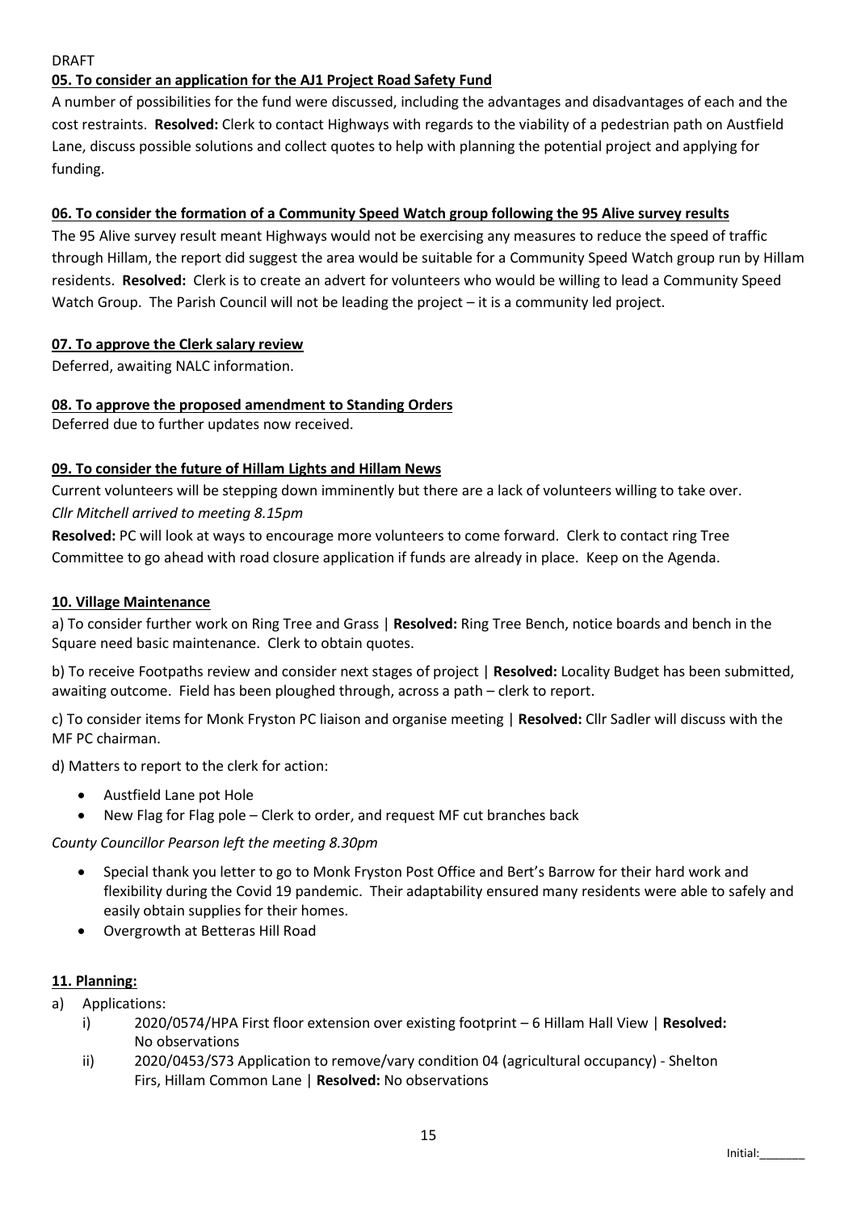DRAFT

**05. To consider an application for the AJ1 Project Road Safety Fund**

A number of possibilities for the fund were discussed, including the advantages and disadvantages of each and the cost restraints. **Resolved:** Clerk to contact Highways with regards to the viability of a pedestrian path on Austfield Lane, discuss possible solutions and collect quotes to help with planning the potential project and applying for funding.

**06. To consider the formation of a Community Speed Watch group following the 95 Alive survey results**

The 95 Alive survey result meant Highways would not be exercising any measures to reduce the speed of traffic through Hillam, the report did suggest the area would be suitable for a Community Speed Watch group run by Hillam residents. **Resolved:** Clerk is to create an advert for volunteers who would be willing to lead a Community Speed Watch Group. The Parish Council will not be leading the project – it is a community led project.

**07. To approve the Clerk salary review**

Deferred, awaiting NALC information.

**08. To approve the proposed amendment to Standing Orders**

Deferred due to further updates now received.

**09. To consider the future of Hillam Lights and Hillam News**

Current volunteers will be stepping down imminently but there are a lack of volunteers willing to take over.

*Cllr Mitchell arrived to meeting 8.15pm*

**Resolved:** PC will look at ways to encourage more volunteers to come forward. Clerk to contact ring Tree Committee to go ahead with road closure application if funds are already in place. Keep on the Agenda.

**10. Village Maintenance**

a) To consider further work on Ring Tree and Grass | **Resolved:** Ring Tree Bench, notice boards and bench in the Square need basic maintenance. Clerk to obtain quotes.

b) To receive Footpaths review and consider next stages of project | **Resolved:** Locality Budget has been submitted, awaiting outcome. Field has been ploughed through, across a path – clerk to report.

c) To consider items for Monk Fryston PC liaison and organise meeting | **Resolved:** Cllr Sadler will discuss with the MF PC chairman.

d) Matters to report to the clerk for action:

- Austfield Lane pot Hole
- New Flag for Flag pole – Clerk to order, and request MF cut branches back

*County Councillor Pearson left the meeting 8.30pm*

- Special thank you letter to go to Monk Fryston Post Office and Bert's Barrow for their hard work and flexibility during the Covid 19 pandemic. Their adaptability ensured many residents were able to safely and easily obtain supplies for their homes.
- Overgrowth at Betteras Hill Road

**11. Planning:**

a) Applications:

i) 2020/0574/HPA First floor extension over existing footprint – 6 Hillam Hall View | **Resolved:** No observations

ii) 2020/0453/S73 Application to remove/vary condition 04 (agricultural occupancy) - Shelton Firs, Hillam Common Lane | **Resolved:** No observations

Initial:_______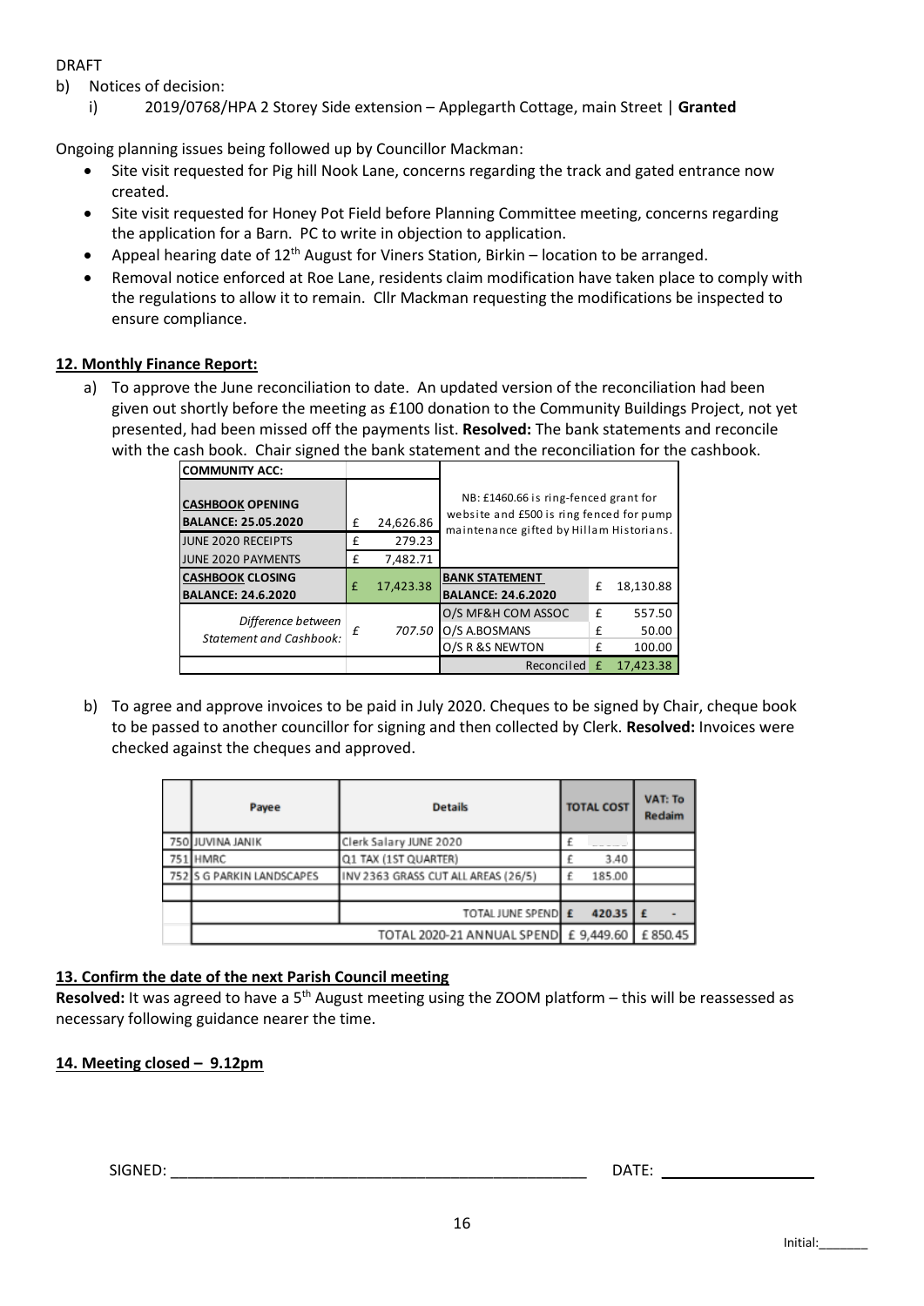DRAFT

b) Notices of decision:

   i) 2019/0768/HPA 2 Storey Side extension – Applegarth Cottage, main Street | **Granted**

Ongoing planning issues being followed up by Councillor Mackman:

- Site visit requested for Pig hill Nook Lane, concerns regarding the track and gated entrance now created.
- Site visit requested for Honey Pot Field before Planning Committee meeting, concerns regarding the application for a Barn. PC to write in objection to application.
- Appeal hearing date of 12th August for Viners Station, Birkin – location to be arranged.
- Removal notice enforced at Roe Lane, residents claim modification have taken place to comply with the regulations to allow it to remain. Cllr Mackman requesting the modifications be inspected to ensure compliance.

## 12. Monthly Finance Report:

a) To approve the June reconciliation to date. An updated version of the reconciliation had been given out shortly before the meeting as £100 donation to the Community Buildings Project, not yet presented, had been missed off the payments list. **Resolved:** The bank statements and reconcile with the cash book. Chair signed the bank statement and the reconciliation for the cashbook.

| COMMUNITY ACC: | | | | | |
|---|---|---|---|---|---|
| **CASHBOOK OPENING BALANCE: 25.05.2020** | £ | 24,626.86 | NB: £1460.66 is ring-fenced grant for website and £500 is ring fenced for pump maintenance gifted by Hillam Historians. | | |
| JUNE 2020 RECEIPTS | £ | 279.23 | | | |
| JUNE 2020 PAYMENTS | £ | 7,482.71 | | | |
| **CASHBOOK CLOSING BALANCE: 24.6.2020** | £ | 17,423.38 | **BANK STATEMENT BALANCE: 24.6.2020** | £ | 18,130.88 |
| *Difference between Statement and Cashbook:* | *£* | *707.50* | O/S MF&H COM ASSOC | £ | 557.50 |
| | | | O/S A.BOSMANS | £ | 50.00 |
| | | | O/S R &S NEWTON | £ | 100.00 |
| | | | Reconciled | £ | 17,423.38 |

b) To agree and approve invoices to be paid in July 2020. Cheques to be signed by Chair, cheque book to be passed to another councillor for signing and then collected by Clerk. **Resolved:** Invoices were checked against the cheques and approved.

| | Payee | Details | TOTAL COST | | VAT: To Redaim |
|---|---|---|---|---|---|
| 750 | JUVINA JANIK | Clerk Salary JUNE 2020 | £ | _ _ _ _ _ | |
| 751 | HMRC | Q1 TAX (1ST QUARTER) | £ | 3.40 | |
| 752 | S G PARKIN LANDSCAPES | INV 2363 GRASS CUT ALL AREAS (26/5) | £ | 185.00 | |
| | | | | | |
| | | TOTAL JUNE SPEND | £ | 420.35 | £ - |
| | | TOTAL 2020-21 ANNUAL SPEND | £ 9,449.60 | | £ 850.45 |

## 13. Confirm the date of the next Parish Council meeting

**Resolved:** It was agreed to have a 5th August meeting using the ZOOM platform – this will be reassessed as necessary following guidance nearer the time.

## 14. Meeting closed – 9.12pm

SIGNED: ________________________________________________ DATE: __________________

Initial:_______